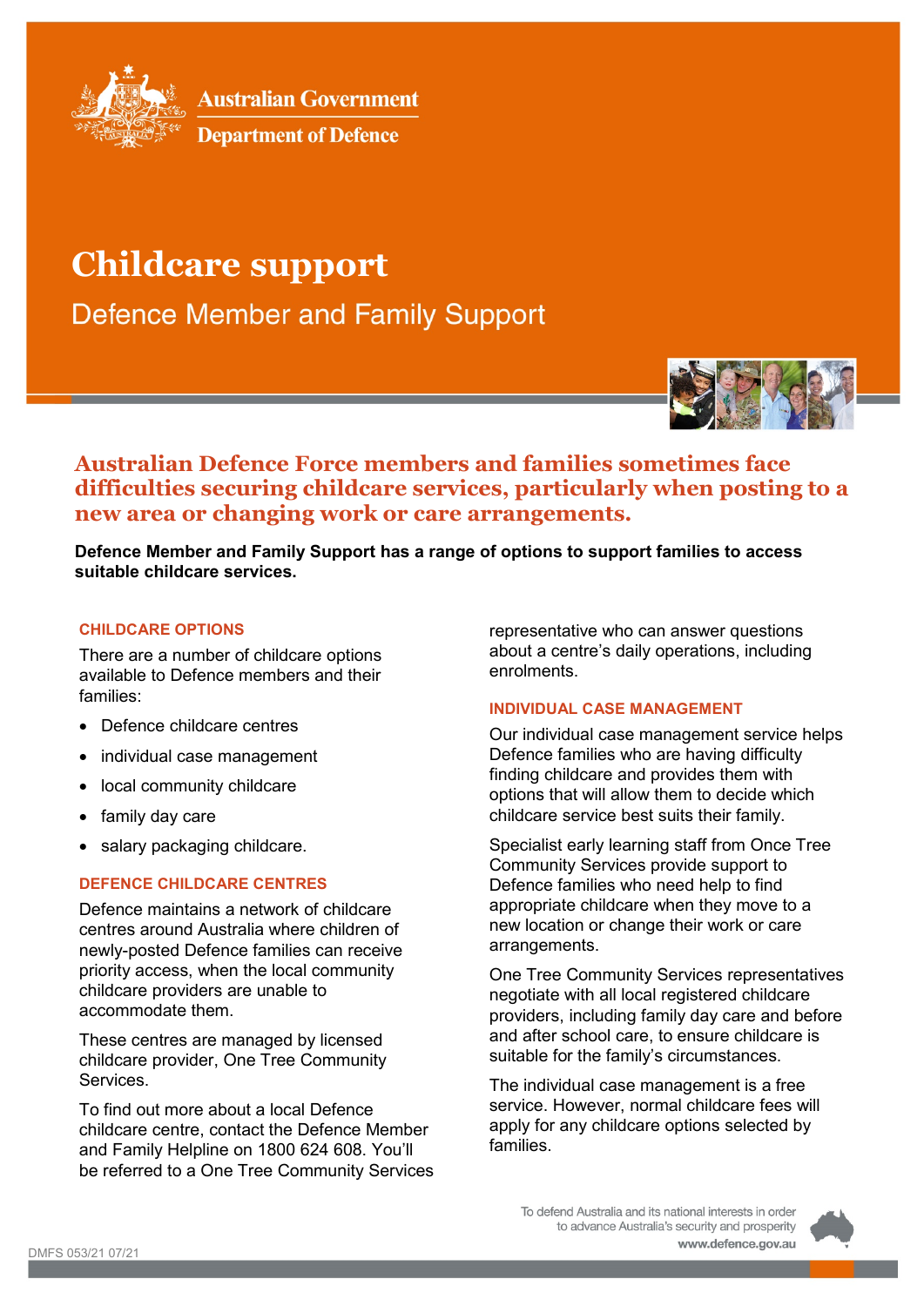Australian Government
Department of Defence

# Childcare support

## Defence Member and Family Support

### Australian Defence Force members and families sometimes face difficulties securing childcare services, particularly when posting to a new area or changing work or care arrangements.

**Defence Member and Family Support has a range of options to support families to access suitable childcare services.**

#### CHILDCARE OPTIONS

There are a number of childcare options available to Defence members and their families:

- Defence childcare centres
- individual case management
- local community childcare
- family day care
- salary packaging childcare.

#### DEFENCE CHILDCARE CENTRES

Defence maintains a network of childcare centres around Australia where children of newly-posted Defence families can receive priority access, when the local community childcare providers are unable to accommodate them.

These centres are managed by licensed childcare provider, One Tree Community Services.

To find out more about a local Defence childcare centre, contact the Defence Member and Family Helpline on 1800 624 608. You'll be referred to a One Tree Community Services representative who can answer questions about a centre's daily operations, including enrolments.

#### INDIVIDUAL CASE MANAGEMENT

Our individual case management service helps Defence families who are having difficulty finding childcare and provides them with options that will allow them to decide which childcare service best suits their family.

Specialist early learning staff from Once Tree Community Services provide support to Defence families who need help to find appropriate childcare when they move to a new location or change their work or care arrangements.

One Tree Community Services representatives negotiate with all local registered childcare providers, including family day care and before and after school care, to ensure childcare is suitable for the family's circumstances.

The individual case management is a free service. However, normal childcare fees will apply for any childcare options selected by families.

DMFS 053/21 07/21

To defend Australia and its national interests in order to advance Australia's security and prosperity
www.defence.gov.au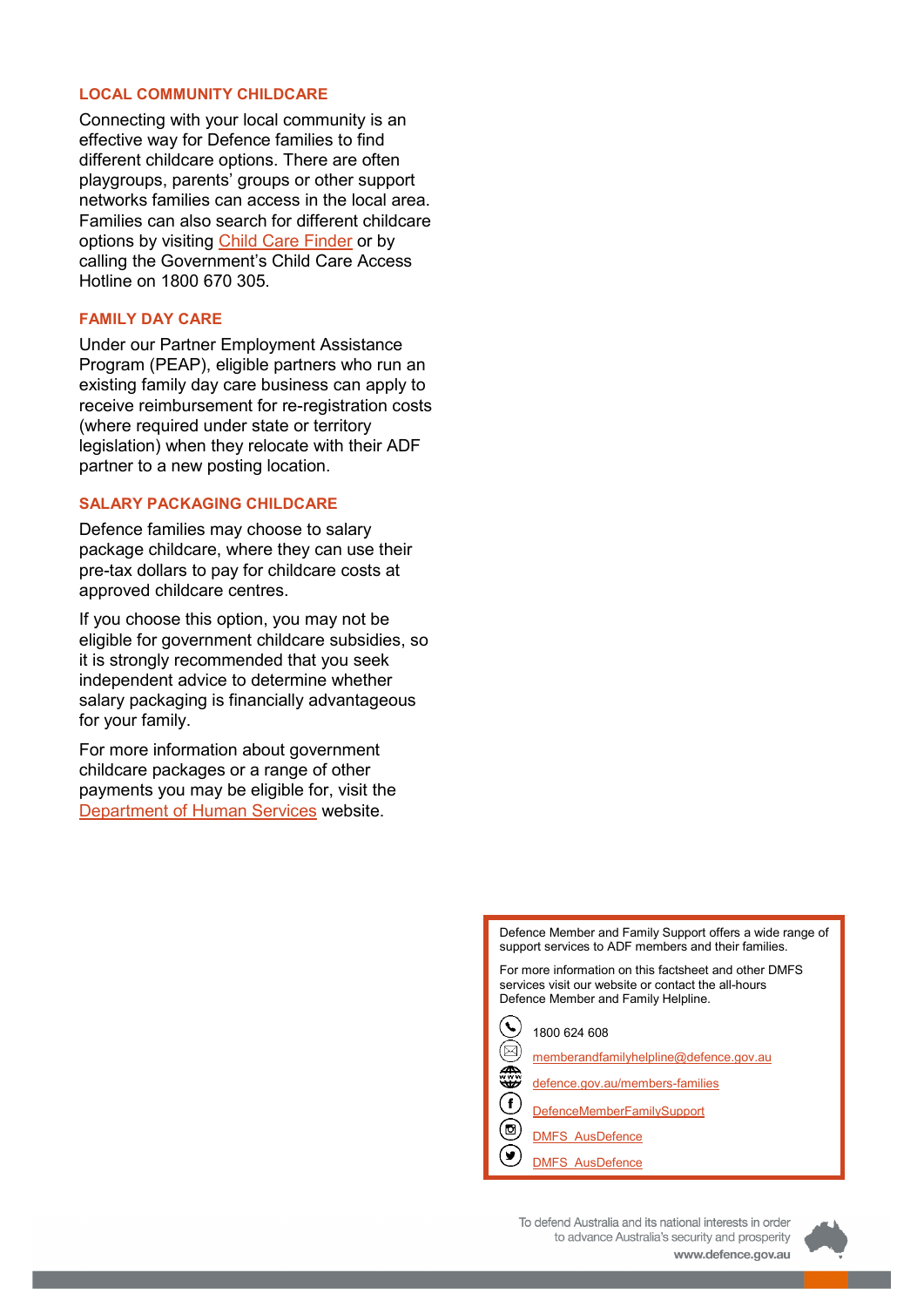## LOCAL COMMUNITY CHILDCARE

Connecting with your local community is an effective way for Defence families to find different childcare options. There are often playgroups, parents' groups or other support networks families can access in the local area. Families can also search for different childcare options by visiting Child Care Finder or by calling the Government's Child Care Access Hotline on 1800 670 305.

## FAMILY DAY CARE

Under our Partner Employment Assistance Program (PEAP), eligible partners who run an existing family day care business can apply to receive reimbursement for re-registration costs (where required under state or territory legislation) when they relocate with their ADF partner to a new posting location.

## SALARY PACKAGING CHILDCARE

Defence families may choose to salary package childcare, where they can use their pre-tax dollars to pay for childcare costs at approved childcare centres.

If you choose this option, you may not be eligible for government childcare subsidies, so it is strongly recommended that you seek independent advice to determine whether salary packaging is financially advantageous for your family.

For more information about government childcare packages or a range of other payments you may be eligible for, visit the Department of Human Services website.

Defence Member and Family Support offers a wide range of support services to ADF members and their families.

For more information on this factsheet and other DMFS services visit our website or contact the all-hours Defence Member and Family Helpline.

- 1800 624 608
- memberandfamilyhelpline@defence.gov.au
- defence.gov.au/members-families
- DefenceMemberFamilySupport
- DMFS_AusDefence
- DMFS_AusDefence

To defend Australia and its national interests in order to advance Australia's security and prosperity
www.defence.gov.au